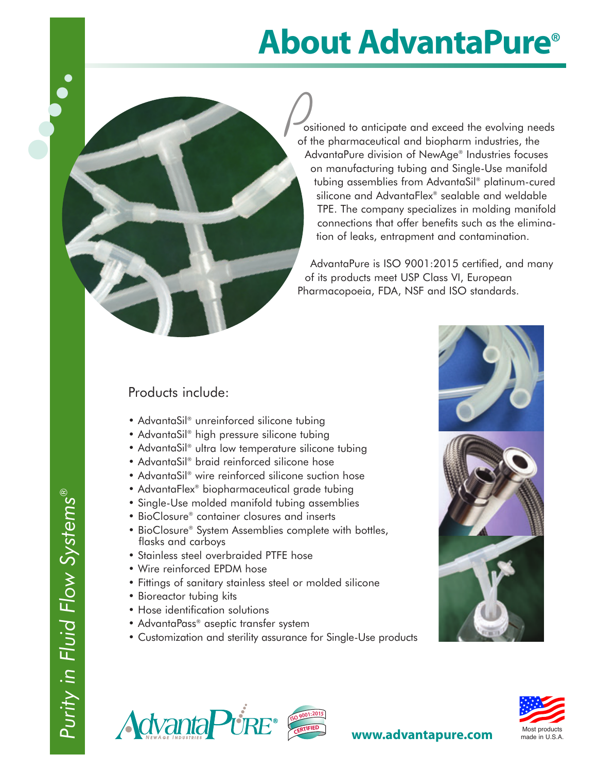# About AdvantaPure®

*Purity in Fluid Flow Systems®*

Positioned to anticipate and exceed the evolving needs of the pharmaceutical and biopharm industries, the AdvantaPure division of NewAge® Industries focuses on manufacturing tubing and Single-Use manifold tubing assemblies from AdvantaSil® platinum-cured silicone and AdvantaFlex® sealable and weldable TPE. The company specializes in molding manifold connections that offer benefits such as the elimination of leaks, entrapment and contamination.

AdvantaPure is ISO 9001:2015 certified, and many of its products meet USP Class VI, European Pharmacopoeia, FDA, NSF and ISO standards.

Products include:

- AdvantaSil® unreinforced silicone tubing
- AdvantaSil® high pressure silicone tubing
- AdvantaSil® ultra low temperature silicone tubing
- AdvantaSil® braid reinforced silicone hose
- AdvantaSil® wire reinforced silicone suction hose
- AdvantaFlex® biopharmaceutical grade tubing
- Single-Use molded manifold tubing assemblies
- BioClosure® container closures and inserts
- BioClosure® System Assemblies complete with bottles, flasks and carboys
- Stainless steel overbraided PTFE hose
- Wire reinforced EPDM hose
- Fittings of sanitary stainless steel or molded silicone
- Bioreactor tubing kits
- Hose identification solutions
- AdvantaPass® aseptic transfer system
- Customization and sterility assurance for Single-Use products

AdvantaPURE® NewAge Industries

ISO 9001:2015 CERTIFIED

**www.advantapure.com**

Most products made in U.S.A.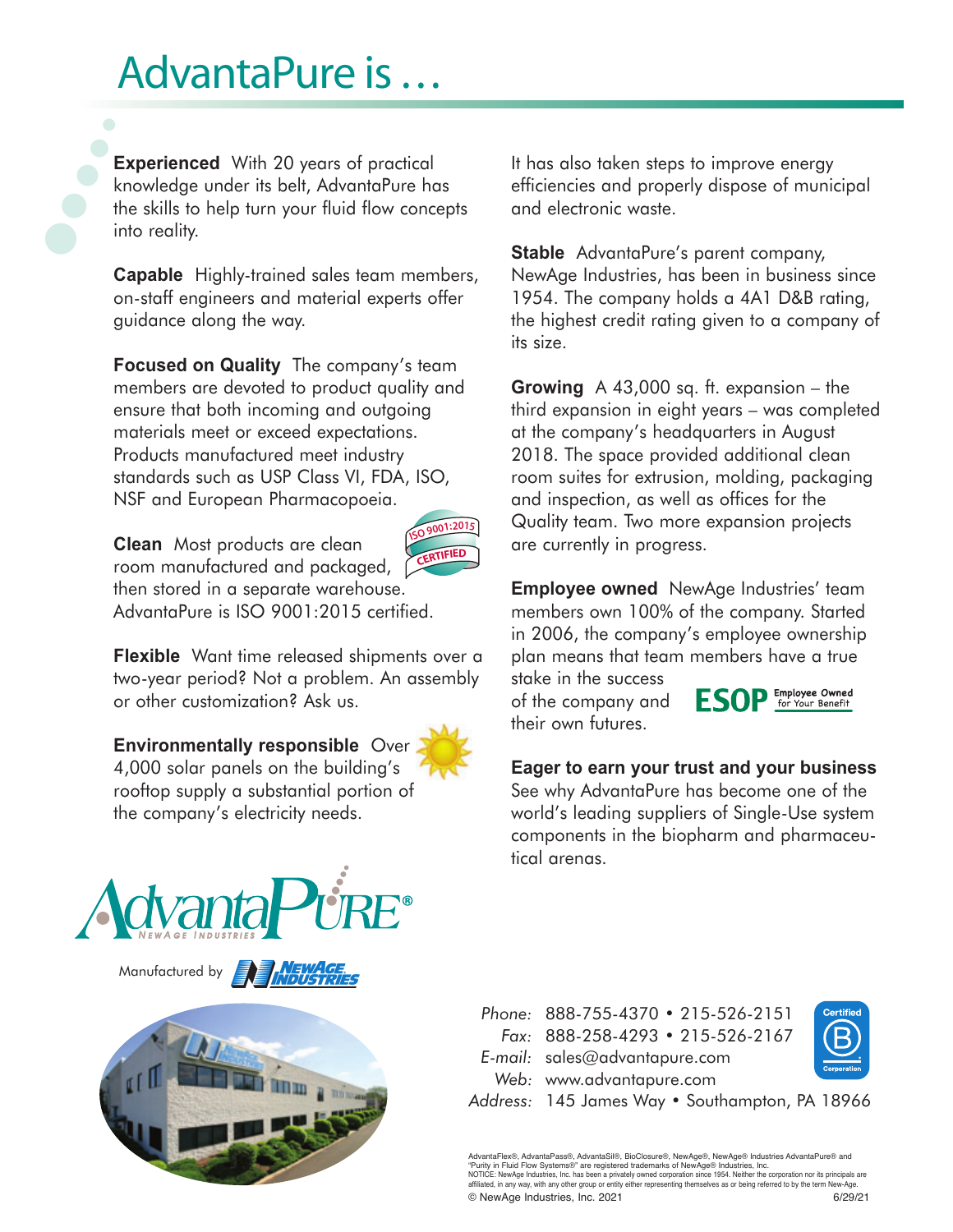# AdvantaPure is …

**Experienced** With 20 years of practical knowledge under its belt, AdvantaPure has the skills to help turn your fluid flow concepts into reality.

**Capable** Highly-trained sales team members, on-staff engineers and material experts offer guidance along the way.

**Focused on Quality** The company's team members are devoted to product quality and ensure that both incoming and outgoing materials meet or exceed expectations. Products manufactured meet industry standards such as USP Class VI, FDA, ISO, NSF and European Pharmacopoeia.

**Clean** Most products are clean room manufactured and packaged, then stored in a separate warehouse. AdvantaPure is ISO 9001:2015 certified.

ISO 9001:2015 CERTIFIED

**Flexible** Want time released shipments over a two-year period? Not a problem. An assembly or other customization? Ask us.

**Environmentally responsible** Over 4,000 solar panels on the building's rooftop supply a substantial portion of the company's electricity needs. It has also taken steps to improve energy efficiencies and properly dispose of municipal and electronic waste.

**Stable** AdvantaPure's parent company, NewAge Industries, has been in business since 1954. The company holds a 4A1 D&B rating, the highest credit rating given to a company of its size.

**Growing** A 43,000 sq. ft. expansion – the third expansion in eight years – was completed at the company's headquarters in August 2018. The space provided additional clean room suites for extrusion, molding, packaging and inspection, as well as offices for the Quality team. Two more expansion projects are currently in progress.

**Employee owned** NewAge Industries' team members own 100% of the company. Started in 2006, the company's employee ownership plan means that team members have a true stake in the success of the company and their own futures.

ESOP Employee Owned for Your Benefit

**Eager to earn your trust and your business**
See why AdvantaPure has become one of the world's leading suppliers of Single-Use system components in the biopharm and pharmaceutical arenas.

AdvantaPURE® NEWAGE INDUSTRIES

Manufactured by NEWAGE INDUSTRIES

*Phone:* 888-755-4370 • 215-526-2151
*Fax:* 888-258-4293 • 215-526-2167
*E-mail:* sales@advantapure.com
*Web:* www.advantapure.com
*Address:* 145 James Way • Southampton, PA 18966

Certified B Corporation

AdvantaFlex®, AdvantaPass®, AdvantaSil®, BioClosure®, NewAge®, NewAge® Industries AdvantaPure® and "Purity in Fluid Flow Systems®" are registered trademarks of NewAge® Industries, Inc.
NOTICE: NewAge Industries, Inc. has been a privately owned corporation since 1954. Neither the corporation nor its principals are affiliated, in any way, with any other group or entity either representing themselves as or being referred to by the term New-Age.
© NewAge Industries, Inc. 2021 6/29/21